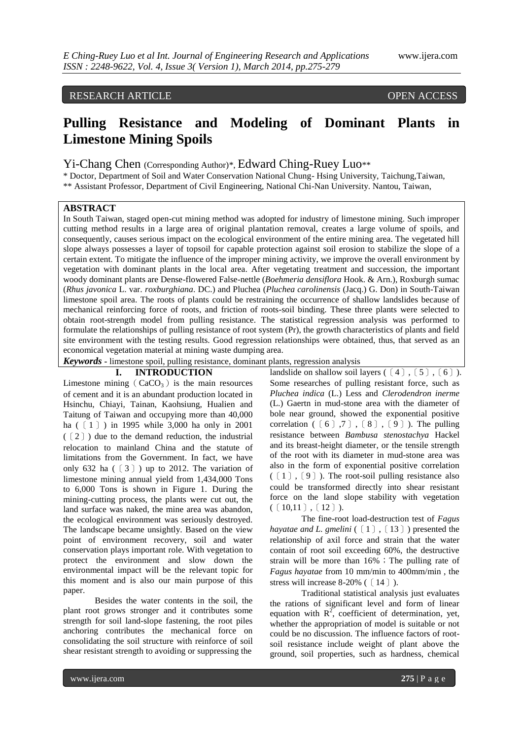RESEARCH ARTICLE OPEN ACCESS

# Pulling Resistance and Modeling of Dominant Plants in Limestone Mining Spoils

Yi-Chang Chen (Corresponding Author)*, Edward Ching-Ruey Luo**

\* Doctor, Department of Soil and Water Conservation National Chung- Hsing University, Taichung,Taiwan,

\** Assistant Professor, Department of Civil Engineering, National Chi-Nan University. Nantou, Taiwan,

## ABSTRACT

In South Taiwan, staged open-cut mining method was adopted for industry of limestone mining. Such improper cutting method results in a large area of original plantation removal, creates a large volume of spoils, and consequently, causes serious impact on the ecological environment of the entire mining area. The vegetated hill slope always possesses a layer of topsoil for capable protection against soil erosion to stabilize the slope of a certain extent. To mitigate the influence of the improper mining activity, we improve the overall environment by vegetation with dominant plants in the local area. After vegetating treatment and succession, the important woody dominant plants are Dense-flowered False-nettle (*Boehmeria densiflora* Hook. & Arn.), Roxburgh sumac (*Rhus javonica* L. var. *roxburghiana*. DC.) and Pluchea (*Pluchea carolinensis* (Jacq.) G. Don) in South-Taiwan limestone spoil area. The roots of plants could be restraining the occurrence of shallow landslides because of mechanical reinforcing force of roots, and friction of roots-soil binding. These three plants were selected to obtain root-strength model from pulling resistance. The statistical regression analysis was performed to formulate the relationships of pulling resistance of root system (Pr), the growth characteristics of plants and field site environment with the testing results. Good regression relationships were obtained, thus, that served as an economical vegetation material at mining waste dumping area.

***Keywords*** **-** limestone spoil, pulling resistance, dominant plants, regression analysis

## I. INTRODUCTION

Limestone mining（$CaCO_3$）is the main resources of cement and it is an abundant production located in Hsinchu, Chiayi, Tainan, Kaohsiung, Hualien and Taitung of Taiwan and occupying more than 40,000 ha (〔1〕) in 1995 while 3,000 ha only in 2001 (〔2〕) due to the demand reduction, the industrial relocation to mainland China and the statute of limitations from the Government. In fact, we have only 632 ha (〔3〕) up to 2012. The variation of limestone mining annual yield from 1,434,000 Tons to 6,000 Tons is shown in Figure 1. During the mining-cutting process, the plants were cut out, the land surface was naked, the mine area was abandon, the ecological environment was seriously destroyed. The landscape became unsightly. Based on the view point of environment recovery, soil and water conservation plays important role. With vegetation to protect the environment and slow down the environmental impact will be the relevant topic for this moment and is also our main purpose of this paper.

Besides the water contents in the soil, the plant root grows stronger and it contributes some strength for soil land-slope fastening, the root piles anchoring contributes the mechanical force on consolidating the soil structure with reinforce of soil shear resistant strength to avoiding or suppressing the landslide on shallow soil layers (〔4〕,〔5〕,〔6〕). Some researches of pulling resistant force, such as *Pluchea indica* (L.) Less and *Clerodendron inerme* (L.) Gaertn in mud-stone area with the diameter of bole near ground, showed the exponential positive correlation (〔6〕,7〕,〔8〕,〔9〕). The pulling resistance between *Bambusa stenostachya* Hackel and its breast-height diameter, or the tensile strength of the root with its diameter in mud-stone area was also in the form of exponential positive correlation (〔1〕,〔9〕). The root-soil pulling resistance also could be transformed directly into shear resistant force on the land slope stability with vegetation (〔10,11〕,〔12〕).

The fine-root load-destruction test of *Fagus hayatae and L. gmelini* (〔1〕,〔13〕) presented the relationship of axil force and strain that the water contain of root soil exceeding 60%, the destructive strain will be more than 16%；The pulling rate of *Fagus hayatae* from 10 mm/min to 400mm/min , the stress will increase 8-20% (〔14〕).

Traditional statistical analysis just evaluates the rations of significant level and form of linear equation with $R^2$, coefficient of determination, yet, whether the appropriation of model is suitable or not could be no discussion. The influence factors of root-soil resistance include weight of plant above the ground, soil properties, such as hardness, chemical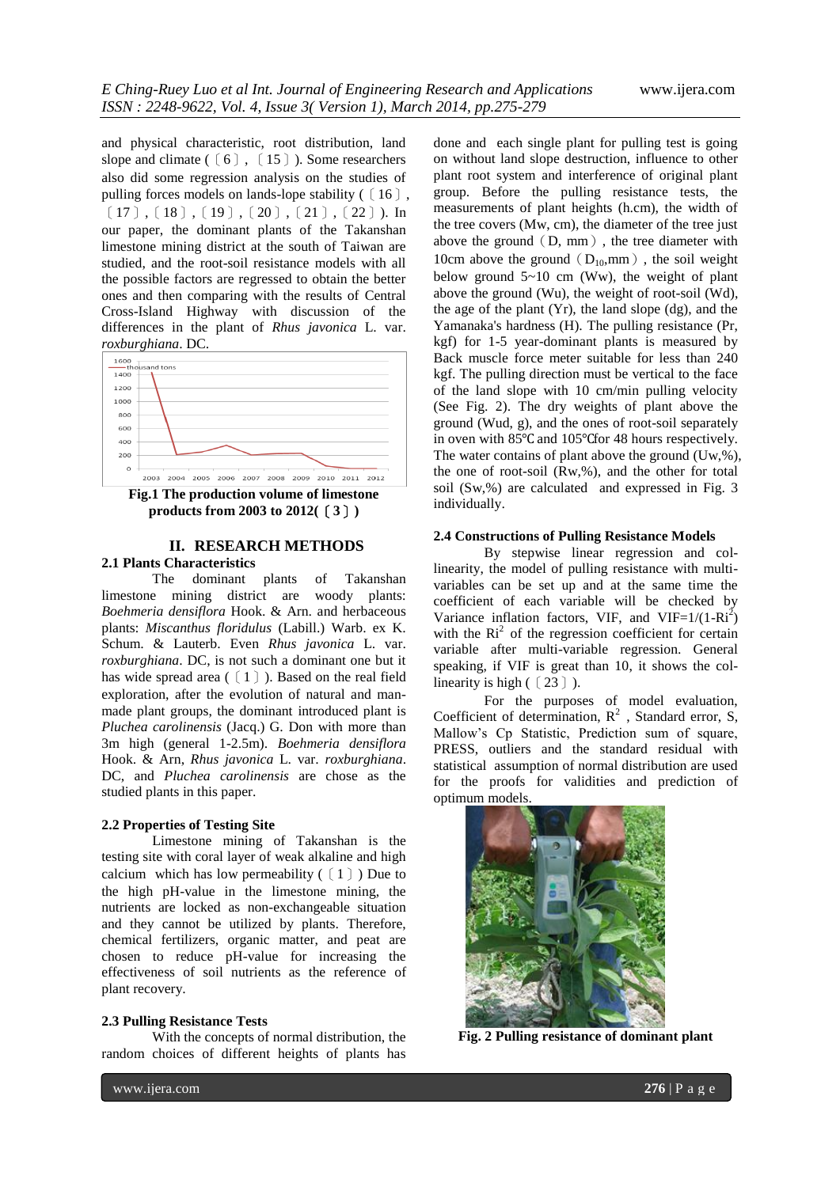and physical characteristic, root distribution, land slope and climate (〔6〕,〔15〕). Some researchers also did some regression analysis on the studies of pulling forces models on lands-lope stability (〔16〕,〔17〕,〔18〕,〔19〕,〔20〕,〔21〕,〔22〕). In our paper, the dominant plants of the Takanshan limestone mining district at the south of Taiwan are studied, and the root-soil resistance models with all the possible factors are regressed to obtain the better ones and then comparing with the results of Central Cross-Island Highway with discussion of the differences in the plant of *Rhus javonica* L. var. *roxburghiana*. DC.

**Fig.1 The production volume of limestone products from 2003 to 2012(〔3〕)**

## II. RESEARCH METHODS

### 2.1 Plants Characteristics

The dominant plants of Takanshan limestone mining district are woody plants: *Boehmeria densiflora* Hook. & Arn. and herbaceous plants: *Miscanthus floridulus* (Labill.) Warb. ex K. Schum. & Lauterb. Even *Rhus javonica* L. var. *roxburghiana*. DC, is not such a dominant one but it has wide spread area (〔1〕). Based on the real field exploration, after the evolution of natural and man-made plant groups, the dominant introduced plant is *Pluchea carolinensis* (Jacq.) G. Don with more than 3m high (general 1-2.5m). *Boehmeria densiflora* Hook. & Arn, *Rhus javonica* L. var. *roxburghiana*. DC, and *Pluchea carolinensis* are chose as the studied plants in this paper.

### 2.2 Properties of Testing Site

Limestone mining of Takanshan is the testing site with coral layer of weak alkaline and high calcium which has low permeability (〔1〕) Due to the high pH-value in the limestone mining, the nutrients are locked as non-exchangeable situation and they cannot be utilized by plants. Therefore, chemical fertilizers, organic matter, and peat are chosen to reduce pH-value for increasing the effectiveness of soil nutrients as the reference of plant recovery.

### 2.3 Pulling Resistance Tests

With the concepts of normal distribution, the random choices of different heights of plants has done and each single plant for pulling test is going on without land slope destruction, influence to other plant root system and interference of original plant group. Before the pulling resistance tests, the measurements of plant heights (h.cm), the width of the tree covers (Mw, cm), the diameter of the tree just above the ground（D, mm）, the tree diameter with 10cm above the ground（$D_{10}$,mm）, the soil weight below ground 5~10 cm (Ww), the weight of plant above the ground (Wu), the weight of root-soil (Wd), the age of the plant (Yr), the land slope (dg), and the Yamanaka's hardness (H). The pulling resistance (Pr, kgf) for 1-5 year-dominant plants is measured by Back muscle force meter suitable for less than 240 kgf. The pulling direction must be vertical to the face of the land slope with 10 cm/min pulling velocity (See Fig. 2). The dry weights of plant above the ground (Wud, g), and the ones of root-soil separately in oven with 85℃ and 105℃for 48 hours respectively. The water contains of plant above the ground (Uw,%), the one of root-soil (Rw,%), and the other for total soil (Sw,%) are calculated and expressed in Fig. 3 individually.

### 2.4 Constructions of Pulling Resistance Models

By stepwise linear regression and col-linearity, the model of pulling resistance with multi-variables can be set up and at the same time the coefficient of each variable will be checked by Variance inflation factors, VIF, and $VIF=1/(1-Ri^2)$ with the $Ri^2$ of the regression coefficient for certain variable after multi-variable regression. General speaking, if VIF is great than 10, it shows the col-linearity is high (〔23〕).

For the purposes of model evaluation, Coefficient of determination, $R^2$ , Standard error, S, Mallow's Cp Statistic, Prediction sum of square, PRESS, outliers and the standard residual with statistical assumption of normal distribution are used for the proofs for validities and prediction of optimum models.

**Fig. 2 Pulling resistance of dominant plant**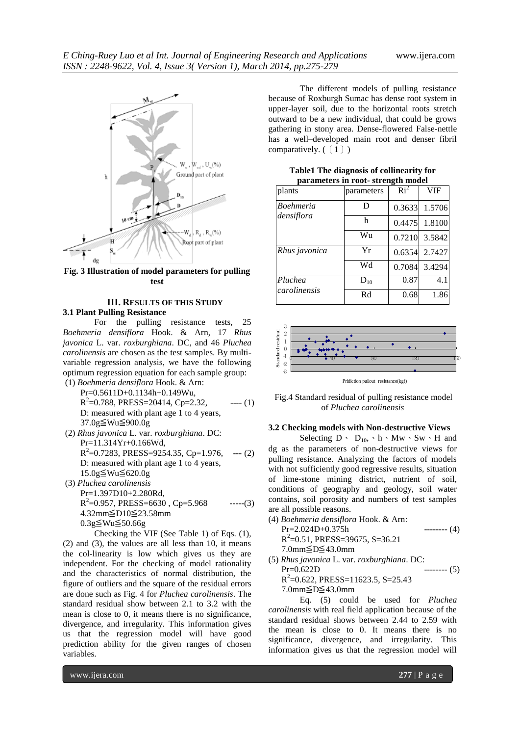Fig. 3 Illustration of model parameters for pulling test

## III. RESULTS OF THIS STUDY

### 3.1 Plant Pulling Resistance

For the pulling resistance tests, 25 *Boehmeria densiflora* Hook. & Arn, 17 *Rhus javonica* L. var. *roxburghiana*. DC, and 46 *Pluchea carolinensis* are chosen as the test samples. By multi-variable regression analysis, we have the following optimum regression equation for each sample group:

(1) *Boehmeria densiflora* Hook. & Arn:

$Pr=0.5611D+0.1134h+0.149Wu$,
$R^2=0.788$, PRESS=20414, Cp=2.32, ---- (1)
D: measured with plant age 1 to 4 years,
$37.0g \leqq Wu \leqq 900.0g$

(2) *Rhus javonica* L. var. *roxburghiana*. DC:

$Pr=11.314Yr+0.166Wd$,
$R^2=0.7283$, PRESS=9254.35, Cp=1.976, --- (2)
D: measured with plant age 1 to 4 years,
$15.0g \leqq Wu \leqq 620.0g$

(3) *Pluchea carolinensis*

$Pr=1.397D10+2.280Rd$,
$R^2=0.957$, PRESS=6630 , Cp=5.968 -----(3)
$4.32mm \leqq D10 \leqq 23.58mm$
$0.3g \leqq Wu \leqq 50.66g$

Checking the VIF (See Table 1) of Eqs. (1), (2) and (3), the values are all less than 10, it means the col-linearity is low which gives us they are independent. For the checking of model rationality and the characteristics of normal distribution, the figure of outliers and the square of the residual errors are done such as Fig. 4 for *Pluchea carolinensis*. The standard residual show between 2.1 to 3.2 with the mean is close to 0, it means there is no significance, divergence, and irregularity. This information gives us that the regression model will have good prediction ability for the given ranges of chosen variables.

The different models of pulling resistance because of Roxburgh Sumac has dense root system in upper-layer soil, due to the horizontal roots stretch outward to be a new individual, that could be grows gathering in stony area. Dense-flowered False-nettle has a well–developed main root and denser fibril comparatively. (〔1〕)

**Table1 The diagnosis of collinearity for parameters in root- strength model**

| plants | parameters | $Ri^2$ | VIF |
|---|---|---|---|
| *Boehmeria densiflora* | D | 0.3633 | 1.5706 |
| | h | 0.4475 | 1.8100 |
| | Wu | 0.7210 | 3.5842 |
| *Rhus javonica* | Yr | 0.6354 | 2.7427 |
| | Wd | 0.7084 | 3.4294 |
| *Pluchea carolinensis* | $D_{10}$ | 0.87 | 4.1 |
| | Rd | 0.68 | 1.86 |

Fig.4 Standard residual of pulling resistance model of *Pluchea carolinensis*

### 3.2 Checking models with Non-destructive Views

Selecting D、 $D_{10}$,、h、Mw、Sw、H and dg as the parameters of non-destructive views for pulling resistance. Analyzing the factors of models with not sufficiently good regressive results, situation of lime-stone mining district, nutrient of soil, conditions of geography and geology, soil water contains, soil porosity and numbers of test samples are all possible reasons.

(4) *Boehmeria densiflora* Hook. & Arn:

$Pr=2.024D+0.375h$ -------- (4)
$R^2=0.51$, PRESS=39675, S=36.21
$7.0mm \leqq D \leqq 43.0mm$

(5) *Rhus javonica* L. var. *roxburghiana*. DC:

$Pr=0.622D$ -------- (5)
$R^2=0.622$, PRESS=11623.5, S=25.43
$7.0mm \leqq D \leqq 43.0mm$

Eq. (5) could be used for *Pluchea carolinensis* with real field application because of the standard residual shows between 2.44 to 2.59 with the mean is close to 0. It means there is no significance, divergence, and irregularity. This information gives us that the regression model will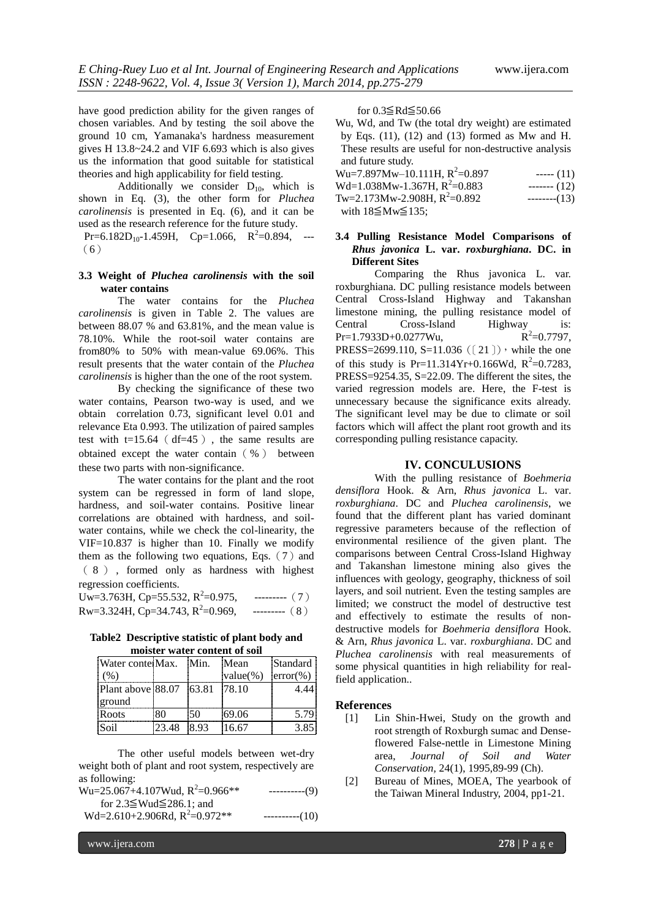have good prediction ability for the given ranges of chosen variables. And by testing the soil above the ground 10 cm, Yamanaka's hardness measurement gives H 13.8~24.2 and VIF 6.693 which is also gives us the information that good suitable for statistical theories and high applicability for field testing.

Additionally we consider $D_{10}$, which is shown in Eq. (3), the other form for *Pluchea carolinensis* is presented in Eq. (6), and it can be used as the research reference for the future study.

$Pr=6.182D_{10}-1.459H$, Cp=1.066, $R^2=0.894$, ---（6）

### 3.3 Weight of *Pluchea carolinensis* with the soil water contains

The water contains for the *Pluchea carolinensis* is given in Table 2. The values are between 88.07 % and 63.81%, and the mean value is 78.10%. While the root-soil water contains are from80% to 50% with mean-value 69.06%. This result presents that the water contain of the *Pluchea carolinensis* is higher than the one of the root system.

By checking the significance of these two water contains, Pearson two-way is used, and we obtain correlation 0.73, significant level 0.01 and relevance Eta 0.993. The utilization of paired samples test with t=15.64（df=45）, the same results are obtained except the water contain（%） between these two parts with non-significance.

The water contains for the plant and the root system can be regressed in form of land slope, hardness, and soil-water contains. Positive linear correlations are obtained with hardness, and soil-water contains, while we check the col-linearity, the VIF=10.837 is higher than 10. Finally we modify them as the following two equations, Eqs.（7）and （8）, formed only as hardness with highest regression coefficients.

$Uw=3.763H$, Cp=55.532, $R^2=0.975$, ---------（7）

$Rw=3.324H$, Cp=34.743, $R^2=0.969$, ---------（8）

**Table2 Descriptive statistic of plant body and moister water content of soil**

| Water contents (%) | Max. | Min. | Mean value(%) | Standard error(%) |
|---|---|---|---|---|
| Plant above ground | 88.07 | 63.81 | 78.10 | 4.44 |
| Roots | 80 | 50 | 69.06 | 5.79 |
| Soil | 23.48 | 8.93 | 16.67 | 3.85 |

The other useful models between wet-dry weight both of plant and root system, respectively are as following:

$Wu=25.067+4.107Wud$, $R^2=0.966^{**}$ ----------(9)

for $2.3 \leqq Wud \leqq 286.1$; and

$Wd=2.610+2.906Rd$, $R^2=0.972^{**}$ ----------(10)

for $0.3 \leqq Rd \leqq 50.66$

Wu, Wd, and Tw (the total dry weight) are estimated by Eqs. (11), (12) and (13) formed as Mw and H. These results are useful for non-destructive analysis and future study.

$Wu=7.897Mw-10.111H$, $R^2=0.897$ ----- (11)

$Wd=1.038Mw-1.367H$, $R^2=0.883$ ------- (12)

$Tw=2.173Mw-2.908H$, $R^2=0.892$ --------(13)

with $18 \leqq Mw \leqq 135$;

### 3.4 Pulling Resistance Model Comparisons of *Rhus javonica* L. var. *roxburghiana*. DC. in Different Sites

Comparing the Rhus javonica L. var. roxburghiana. DC pulling resistance models between Central Cross-Island Highway and Takanshan limestone mining, the pulling resistance model of Central Cross-Island Highway is: $Pr=1.7933D+0.0277Wu$, $R^2=0.7797$, PRESS=2699.110, S=11.036（〔21〕）, while the one of this study is $Pr=11.314Yr+0.166Wd$, $R^2=0.7283$, PRESS=9254.35, S=22.09. The different the sites, the varied regression models are. Here, the F-test is unnecessary because the significance exits already. The significant level may be due to climate or soil factors which will affect the plant root growth and its corresponding pulling resistance capacity.

## IV. CONCULUSIONS

With the pulling resistance of *Boehmeria densiflora* Hook. & Arn, *Rhus javonica* L. var. *roxburghiana*. DC and *Pluchea carolinensis*, we found that the different plant has varied dominant regressive parameters because of the reflection of environmental resilience of the given plant. The comparisons between Central Cross-Island Highway and Takanshan limestone mining also gives the influences with geology, geography, thickness of soil layers, and soil nutrient. Even the testing samples are limited; we construct the model of destructive test and effectively to estimate the results of non-destructive models for *Boehmeria densiflora* Hook. & Arn, *Rhus javonica* L. var. *roxburghiana*. DC and *Pluchea carolinensis* with real measurements of some physical quantities in high reliability for real-field application..

## References

[1] Lin Shin-Hwei, Study on the growth and root strength of Roxburgh sumac and Dense-flowered False-nettle in Limestone Mining area, *Journal of Soil and Water Conservation*, 24(1), 1995,89-99 (Ch).

[2] Bureau of Mines, MOEA, The yearbook of the Taiwan Mineral Industry, 2004, pp1-21.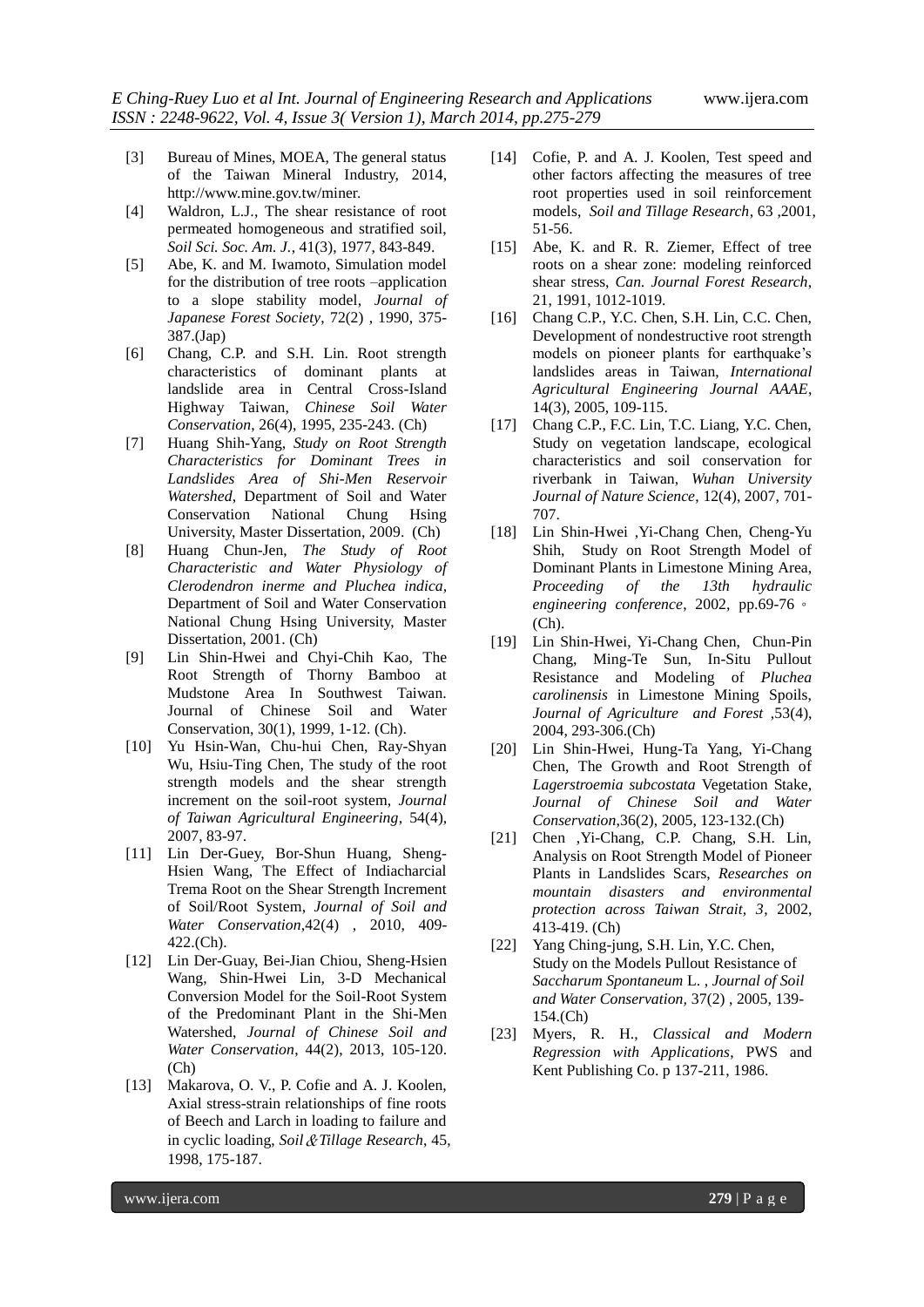[3] Bureau of Mines, MOEA, The general status of the Taiwan Mineral Industry, 2014, http://www.mine.gov.tw/miner.

[4] Waldron, L.J., The shear resistance of root permeated homogeneous and stratified soil, *Soil Sci. Soc. Am. J.*, 41(3), 1977, 843-849.

[5] Abe, K. and M. Iwamoto, Simulation model for the distribution of tree roots –application to a slope stability model, *Journal of Japanese Forest Society*, 72(2) , 1990, 375-387.(Jap)

[6] Chang, C.P. and S.H. Lin. Root strength characteristics of dominant plants at landslide area in Central Cross-Island Highway Taiwan, *Chinese Soil Water Conservation*, 26(4), 1995, 235-243. (Ch)

[7] Huang Shih-Yang, *Study on Root Strength Characteristics for Dominant Trees in Landslides Area of Shi-Men Reservoir Watershed*, Department of Soil and Water Conservation National Chung Hsing University, Master Dissertation, 2009. (Ch)

[8] Huang Chun-Jen, *The Study of Root Characteristic and Water Physiology of Clerodendron inerme and Pluchea indica*, Department of Soil and Water Conservation National Chung Hsing University, Master Dissertation, 2001. (Ch)

[9] Lin Shin-Hwei and Chyi-Chih Kao, The Root Strength of Thorny Bamboo at Mudstone Area In Southwest Taiwan. Journal of Chinese Soil and Water Conservation, 30(1), 1999, 1-12. (Ch).

[10] Yu Hsin-Wan, Chu-hui Chen, Ray-Shyan Wu, Hsiu-Ting Chen, The study of the root strength models and the shear strength increment on the soil-root system, *Journal of Taiwan Agricultural Engineering*, 54(4), 2007, 83-97.

[11] Lin Der-Guey, Bor-Shun Huang, Sheng-Hsien Wang, The Effect of Indiacharcial Trema Root on the Shear Strength Increment of Soil/Root System, *Journal of Soil and Water Conservation*,42(4) , 2010, 409-422.(Ch).

[12] Lin Der-Guay, Bei-Jian Chiou, Sheng-Hsien Wang, Shin-Hwei Lin, 3-D Mechanical Conversion Model for the Soil-Root System of the Predominant Plant in the Shi-Men Watershed, *Journal of Chinese Soil and Water Conservation*, 44(2), 2013, 105-120. (Ch)

[13] Makarova, O. V., P. Cofie and A. J. Koolen, Axial stress-strain relationships of fine roots of Beech and Larch in loading to failure and in cyclic loading, *Soil＆Tillage Research*, 45, 1998, 175-187.

[14] Cofie, P. and A. J. Koolen, Test speed and other factors affecting the measures of tree root properties used in soil reinforcement models, *Soil and Tillage Research*, 63 ,2001, 51-56.

[15] Abe, K. and R. R. Ziemer, Effect of tree roots on a shear zone: modeling reinforced shear stress, *Can. Journal Forest Research*, 21, 1991, 1012-1019.

[16] Chang C.P., Y.C. Chen, S.H. Lin, C.C. Chen, Development of nondestructive root strength models on pioneer plants for earthquake's landslides areas in Taiwan, *International Agricultural Engineering Journal AAAE*, 14(3), 2005, 109-115.

[17] Chang C.P., F.C. Lin, T.C. Liang, Y.C. Chen, Study on vegetation landscape, ecological characteristics and soil conservation for riverbank in Taiwan, *Wuhan University Journal of Nature Science*, 12(4), 2007, 701-707.

[18] Lin Shin-Hwei ,Yi-Chang Chen, Cheng-Yu Shih, Study on Root Strength Model of Dominant Plants in Limestone Mining Area, *Proceeding of the 13th hydraulic engineering conference*, 2002, pp.69-76。(Ch).

[19] Lin Shin-Hwei, Yi-Chang Chen, Chun-Pin Chang, Ming-Te Sun, In-Situ Pullout Resistance and Modeling of *Pluchea carolinensis* in Limestone Mining Spoils, *Journal of Agriculture and Forest* ,53(4), 2004, 293-306.(Ch)

[20] Lin Shin-Hwei, Hung-Ta Yang, Yi-Chang Chen, The Growth and Root Strength of *Lagerstroemia subcostata* Vegetation Stake, *Journal of Chinese Soil and Water Conservation*,36(2), 2005, 123-132.(Ch)

[21] Chen ,Yi-Chang, C.P. Chang, S.H. Lin, Analysis on Root Strength Model of Pioneer Plants in Landslides Scars, *Researches on mountain disasters and environmental protection across Taiwan Strait, 3*, 2002, 413-419. (Ch)

[22] Yang Ching-jung, S.H. Lin, Y.C. Chen, Study on the Models Pullout Resistance of *Saccharum Spontaneum* L. , *Journal of Soil and Water Conservation,* 37(2) , 2005, 139-154.(Ch)

[23] Myers, R. H., *Classical and Modern Regression with Applications*, PWS and Kent Publishing Co. p 137-211, 1986.